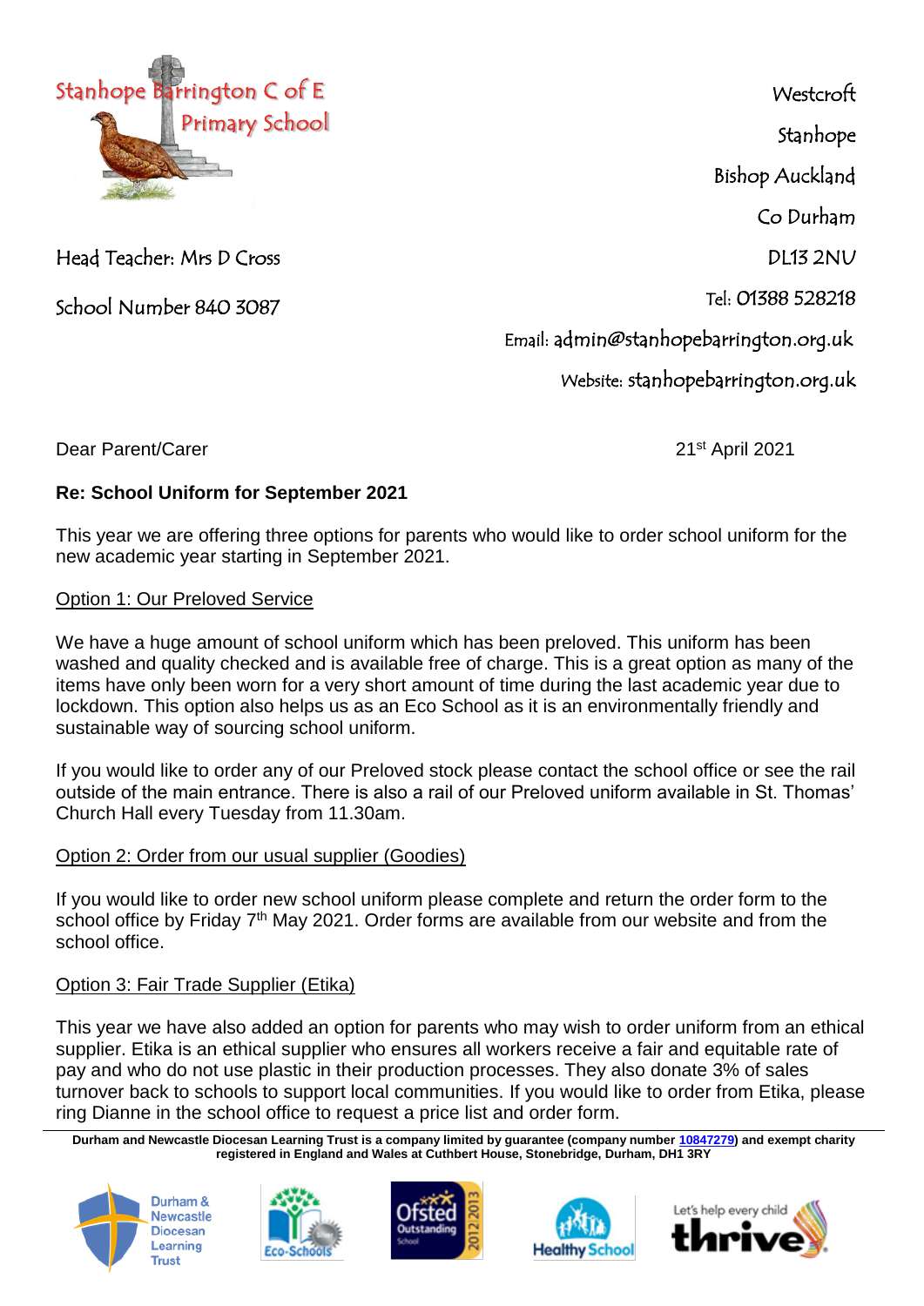Stanhope Barrington C of E Primary School

Head Teacher: Mrs D Cross

School Number 840 3087

Westcroft
Stanhope
Bishop Auckland
Co Durham
DL13 2NU

Tel: 01388 528218

Email: admin@stanhopebarrington.org.uk

Website: stanhopebarrington.org.uk

Dear Parent/Carer

21st April 2021

**Re: School Uniform for September 2021**

This year we are offering three options for parents who would like to order school uniform for the new academic year starting in September 2021.

Option 1: Our Preloved Service

We have a huge amount of school uniform which has been preloved. This uniform has been washed and quality checked and is available free of charge. This is a great option as many of the items have only been worn for a very short amount of time during the last academic year due to lockdown. This option also helps us as an Eco School as it is an environmentally friendly and sustainable way of sourcing school uniform.

If you would like to order any of our Preloved stock please contact the school office or see the rail outside of the main entrance. There is also a rail of our Preloved uniform available in St. Thomas' Church Hall every Tuesday from 11.30am.

Option 2: Order from our usual supplier (Goodies)

If you would like to order new school uniform please complete and return the order form to the school office by Friday 7th May 2021. Order forms are available from our website and from the school office.

Option 3: Fair Trade Supplier (Etika)

This year we have also added an option for parents who may wish to order uniform from an ethical supplier. Etika is an ethical supplier who ensures all workers receive a fair and equitable rate of pay and who do not use plastic in their production processes. They also donate 3% of sales turnover back to schools to support local communities. If you would like to order from Etika, please ring Dianne in the school office to request a price list and order form.

**Durham and Newcastle Diocesan Learning Trust is a company limited by guarantee (company number 10847279) and exempt charity registered in England and Wales at Cuthbert House, Stonebridge, Durham, DH1 3RY**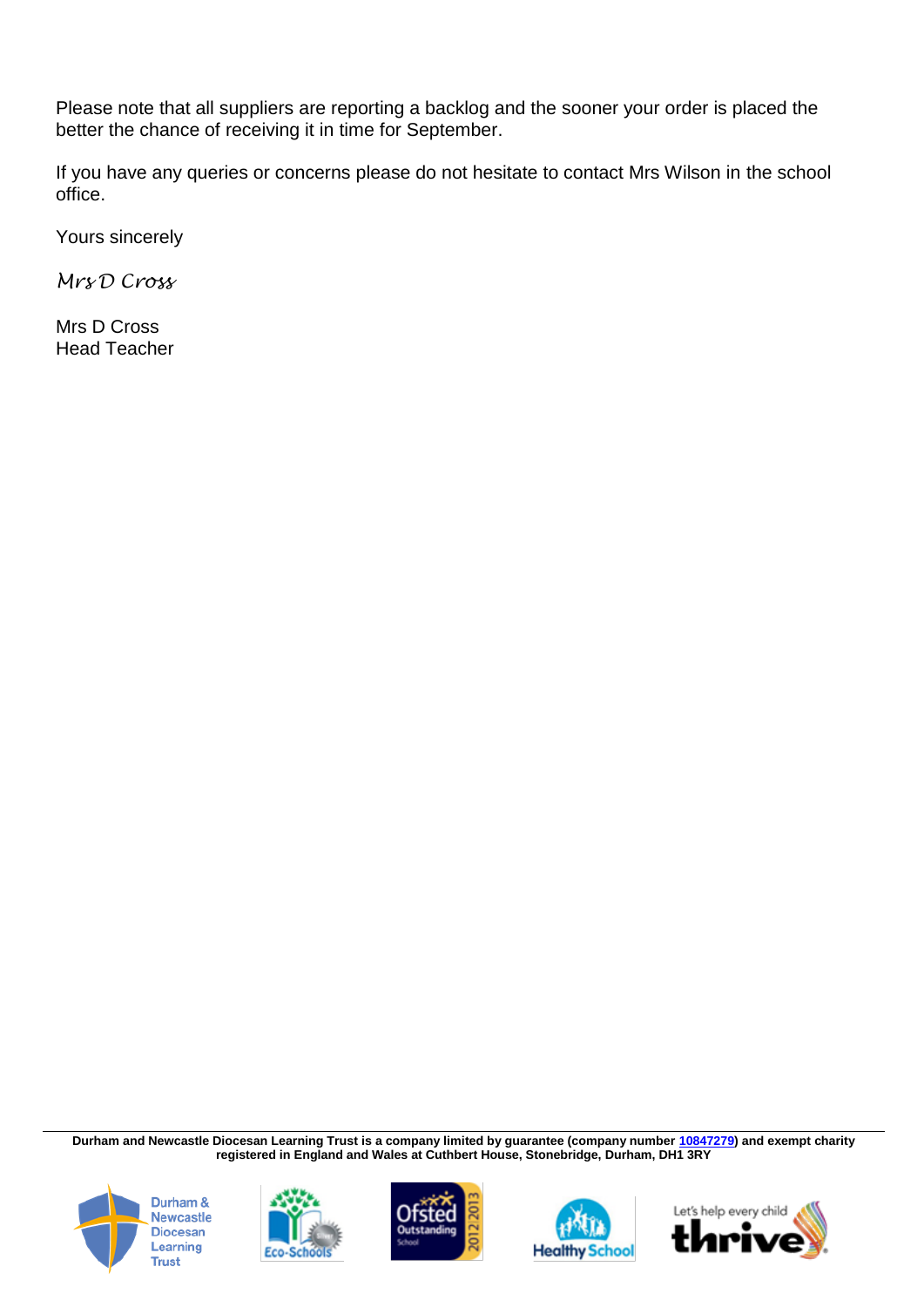Please note that all suppliers are reporting a backlog and the sooner your order is placed the better the chance of receiving it in time for September.

If you have any queries or concerns please do not hesitate to contact Mrs Wilson in the school office.

Yours sincerely

*Mrs D Cross*

Mrs D Cross
Head Teacher

**Durham and Newcastle Diocesan Learning Trust is a company limited by guarantee (company number 10847279) and exempt charity registered in England and Wales at Cuthbert House, Stonebridge, Durham, DH1 3RY**